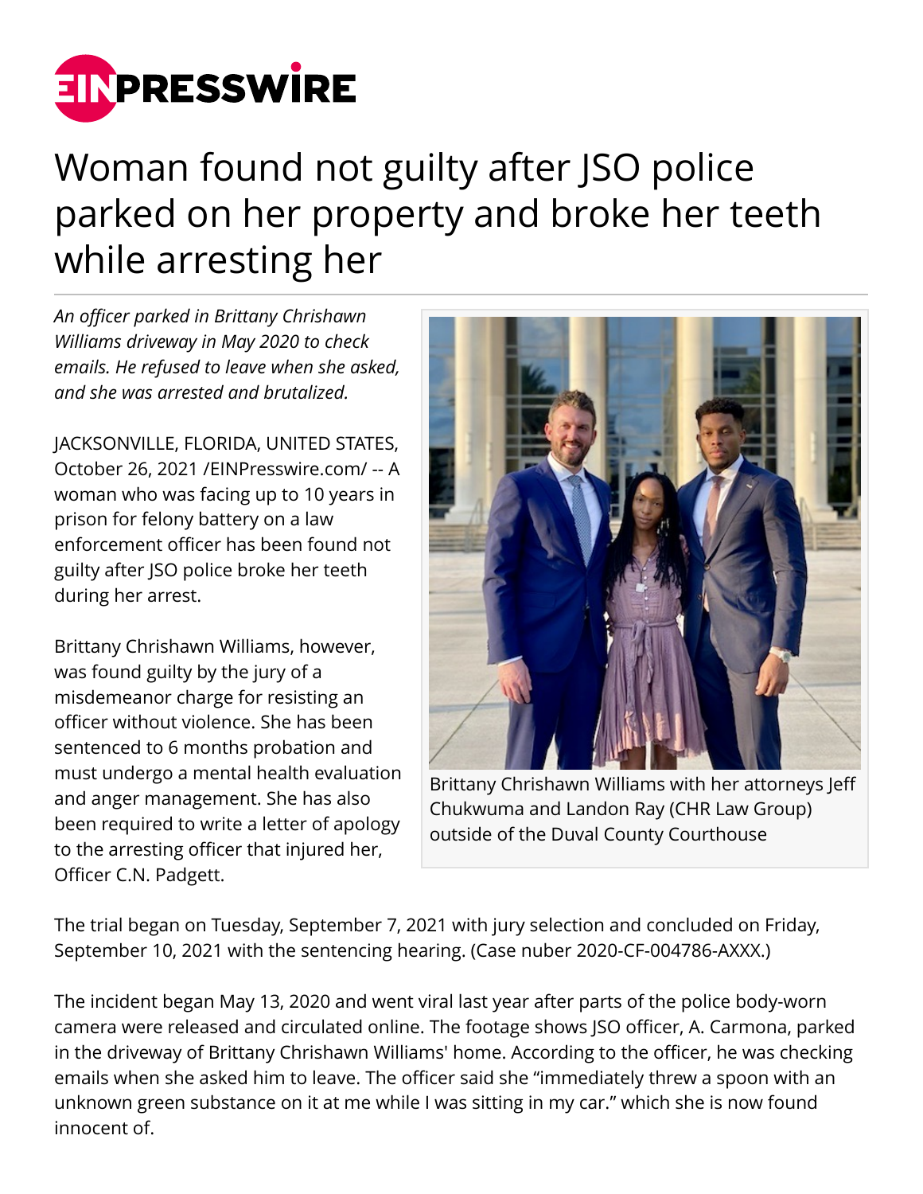# Woman found not guilty after JSO police parked on her property and broke her teeth while arresting her

*An officer parked in Brittany Chrishawn Williams driveway in May 2020 to check emails. He refused to leave when she asked, and she was arrested and brutalized.*

JACKSONVILLE, FLORIDA, UNITED STATES, October 26, 2021 /EINPresswire.com/ -- A woman who was facing up to 10 years in prison for felony battery on a law enforcement officer has been found not guilty after JSO police broke her teeth during her arrest.

Brittany Chrishawn Williams, however, was found guilty by the jury of a misdemeanor charge for resisting an officer without violence. She has been sentenced to 6 months probation and must undergo a mental health evaluation and anger management. She has also been required to write a letter of apology to the arresting officer that injured her, Officer C.N. Padgett.

Brittany Chrishawn Williams with her attorneys Jeff Chukwuma and Landon Ray (CHR Law Group) outside of the Duval County Courthouse

The trial began on Tuesday, September 7, 2021 with jury selection and concluded on Friday, September 10, 2021 with the sentencing hearing. (Case nuber 2020-CF-004786-AXXX.)

The incident began May 13, 2020 and went viral last year after parts of the police body-worn camera were released and circulated online. The footage shows JSO officer, A. Carmona, parked in the driveway of Brittany Chrishawn Williams' home. According to the officer, he was checking emails when she asked him to leave. The officer said she "immediately threw a spoon with an unknown green substance on it at me while I was sitting in my car." which she is now found innocent of.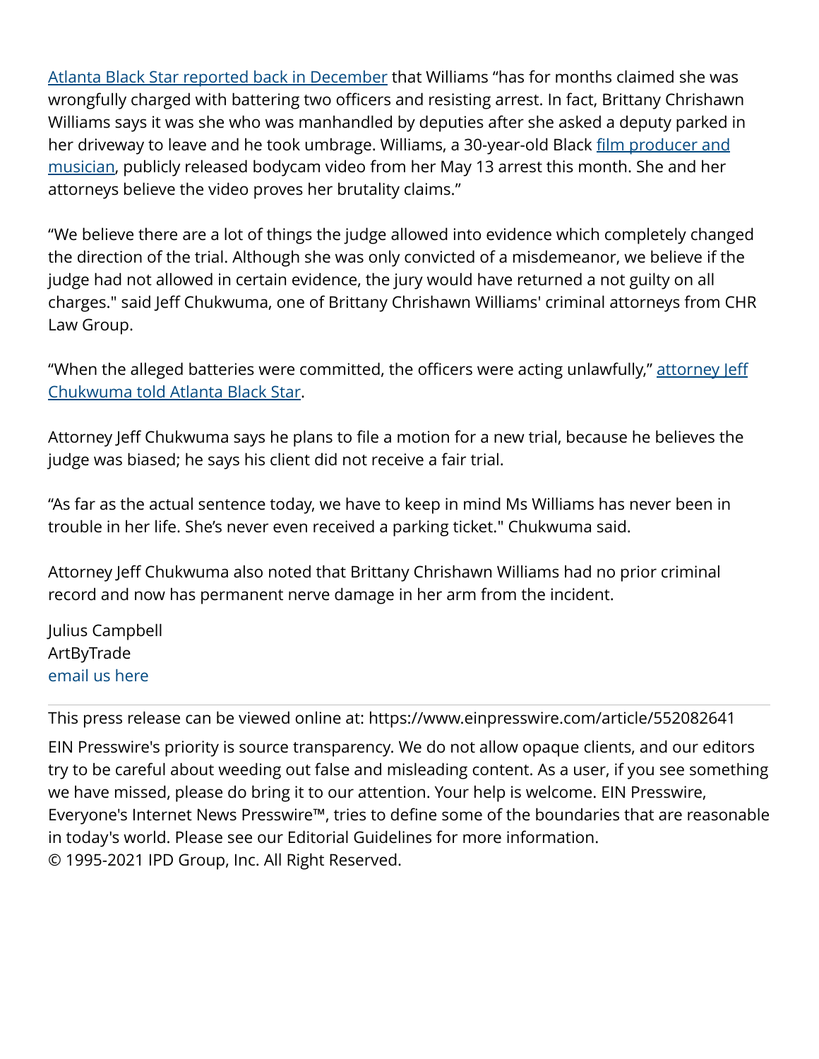Atlanta Black Star reported back in December that Williams “has for months claimed she was wrongfully charged with battering two officers and resisting arrest. In fact, Brittany Chrishawn Williams says it was she who was manhandled by deputies after she asked a deputy parked in her driveway to leave and he took umbrage. Williams, a 30-year-old Black film producer and musician, publicly released bodycam video from her May 13 arrest this month. She and her attorneys believe the video proves her brutality claims.”

“We believe there are a lot of things the judge allowed into evidence which completely changed the direction of the trial. Although she was only convicted of a misdemeanor, we believe if the judge had not allowed in certain evidence, the jury would have returned a not guilty on all charges." said Jeff Chukwuma, one of Brittany Chrishawn Williams' criminal attorneys from CHR Law Group.

“When the alleged batteries were committed, the officers were acting unlawfully,” attorney Jeff Chukwuma told Atlanta Black Star.

Attorney Jeff Chukwuma says he plans to file a motion for a new trial, because he believes the judge was biased; he says his client did not receive a fair trial.

“As far as the actual sentence today, we have to keep in mind Ms Williams has never been in trouble in her life. She’s never even received a parking ticket." Chukwuma said.

Attorney Jeff Chukwuma also noted that Brittany Chrishawn Williams had no prior criminal record and now has permanent nerve damage in her arm from the incident.

Julius Campbell
ArtByTrade
email us here

---

This press release can be viewed online at: https://www.einpresswire.com/article/552082641

EIN Presswire's priority is source transparency. We do not allow opaque clients, and our editors try to be careful about weeding out false and misleading content. As a user, if you see something we have missed, please do bring it to our attention. Your help is welcome. EIN Presswire, Everyone's Internet News Presswire™, tries to define some of the boundaries that are reasonable in today's world. Please see our Editorial Guidelines for more information.
© 1995-2021 IPD Group, Inc. All Right Reserved.